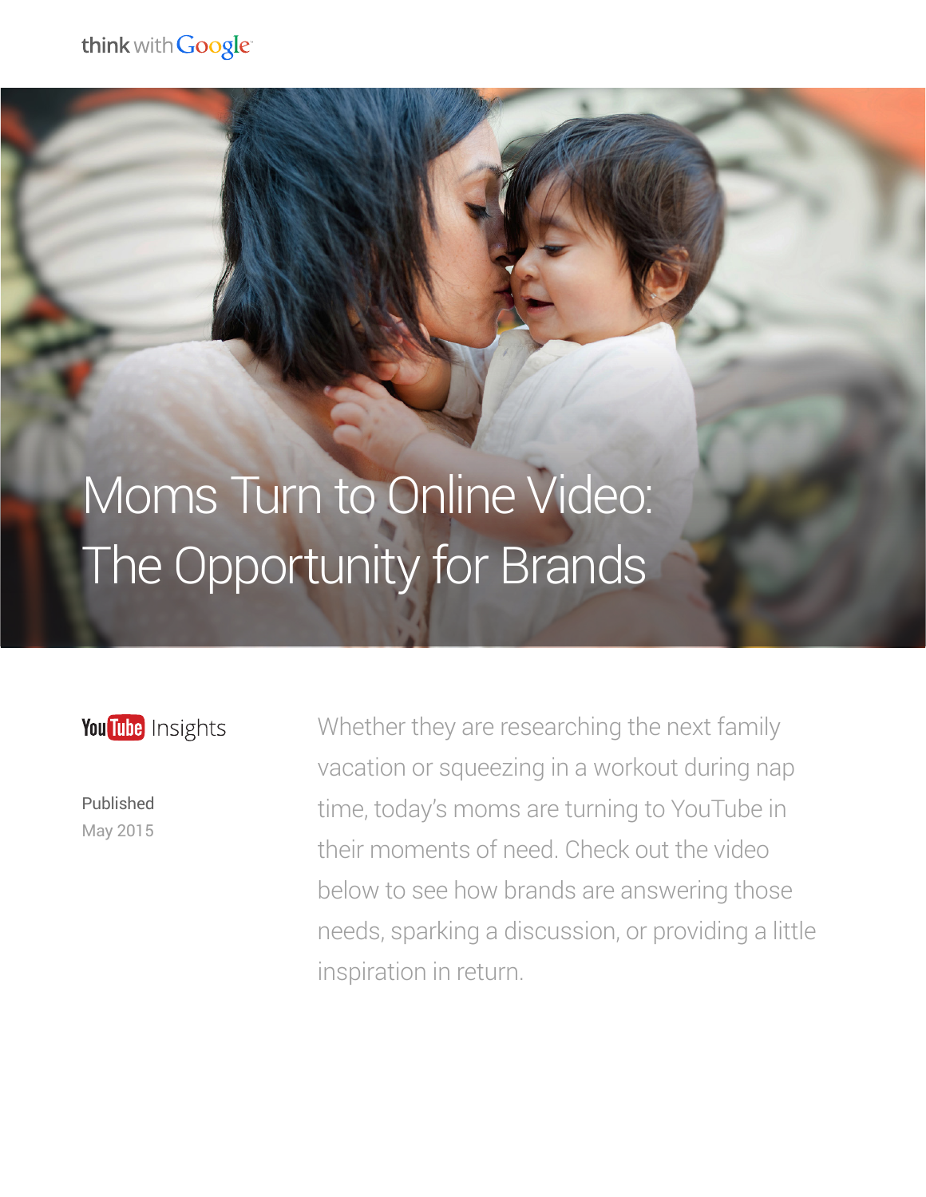think with Google

# Moms Turn to Online Video: The Opportunity for Brands

YouTube Insights

Published
May 2015

Whether they are researching the next family vacation or squeezing in a workout during nap time, today's moms are turning to YouTube in their moments of need. Check out the video below to see how brands are answering those needs, sparking a discussion, or providing a little inspiration in return.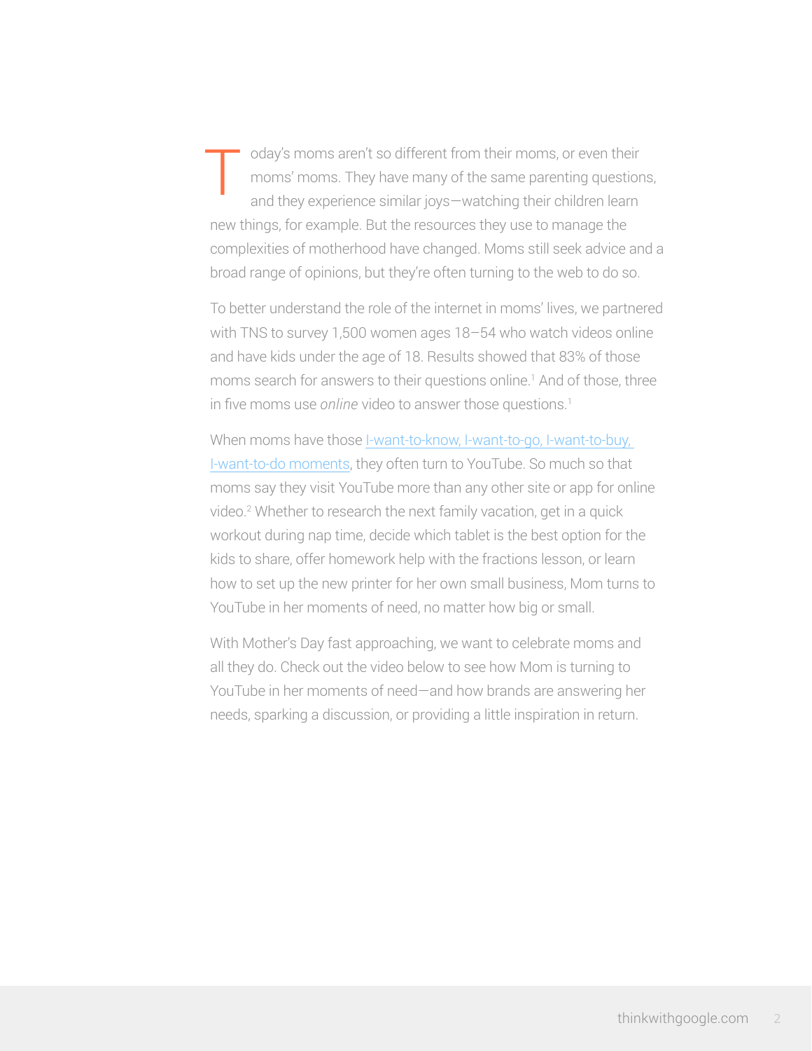Today's moms aren't so different from their moms, or even their moms' moms. They have many of the same parenting questions, and they experience similar joys—watching their children learn new things, for example. But the resources they use to manage the complexities of motherhood have changed. Moms still seek advice and a broad range of opinions, but they're often turning to the web to do so.

To better understand the role of the internet in moms' lives, we partnered with TNS to survey 1,500 women ages 18–54 who watch videos online and have kids under the age of 18. Results showed that 83% of those moms search for answers to their questions online.[1] And of those, three in five moms use *online* video to answer those questions.[1]

When moms have those I-want-to-know, I-want-to-go, I-want-to-buy, I-want-to-do moments, they often turn to YouTube. So much so that moms say they visit YouTube more than any other site or app for online video.[2] Whether to research the next family vacation, get in a quick workout during nap time, decide which tablet is the best option for the kids to share, offer homework help with the fractions lesson, or learn how to set up the new printer for her own small business, Mom turns to YouTube in her moments of need, no matter how big or small.

With Mother's Day fast approaching, we want to celebrate moms and all they do. Check out the video below to see how Mom is turning to YouTube in her moments of need—and how brands are answering her needs, sparking a discussion, or providing a little inspiration in return.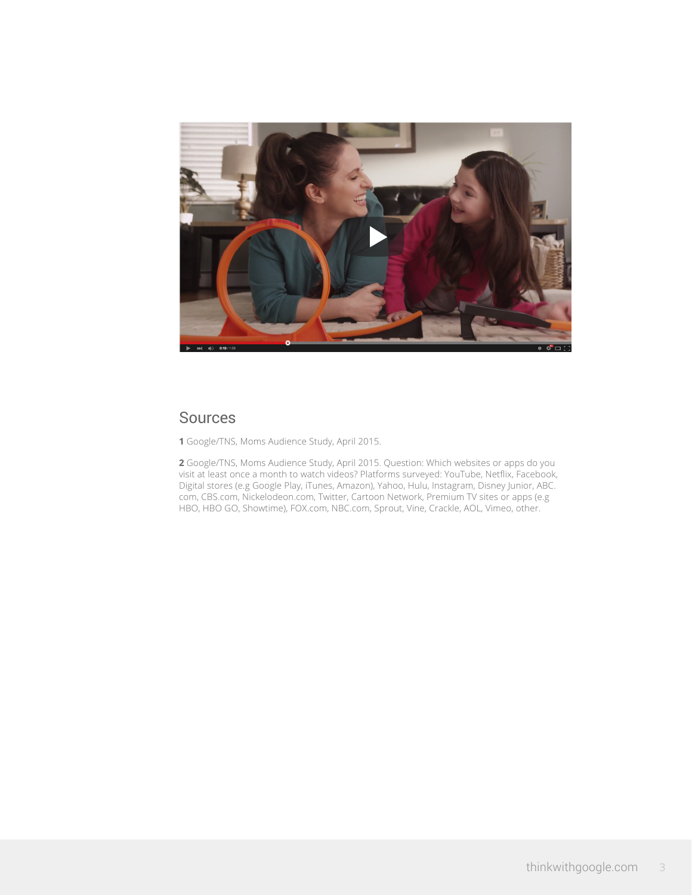## Sources

**1** Google/TNS, Moms Audience Study, April 2015.

**2** Google/TNS, Moms Audience Study, April 2015. Question: Which websites or apps do you visit at least once a month to watch videos? Platforms surveyed: YouTube, Netflix, Facebook, Digital stores (e.g Google Play, iTunes, Amazon), Yahoo, Hulu, Instagram, Disney Junior, ABC.com, CBS.com, Nickelodeon.com, Twitter, Cartoon Network, Premium TV sites or apps (e.g HBO, HBO GO, Showtime), FOX.com, NBC.com, Sprout, Vine, Crackle, AOL, Vimeo, other.